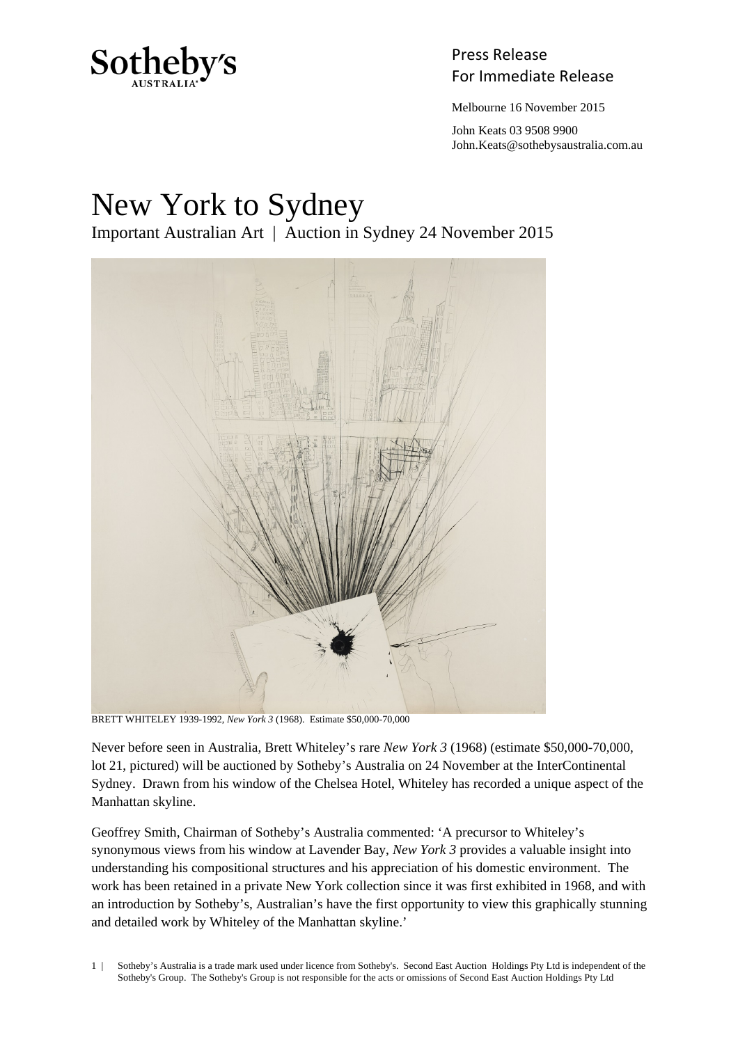Sotheby's AUSTRALIA

Press Release
For Immediate Release

Melbourne 16 November 2015

John Keats 03 9508 9900
John.Keats@sothebysaustralia.com.au

# New York to Sydney

Important Australian Art | Auction in Sydney 24 November 2015

BRETT WHITELEY 1939-1992, *New York 3* (1968). Estimate $50,000-70,000

Never before seen in Australia, Brett Whiteley's rare *New York 3* (1968) (estimate $50,000-70,000, lot 21, pictured) will be auctioned by Sotheby's Australia on 24 November at the InterContinental Sydney. Drawn from his window of the Chelsea Hotel, Whiteley has recorded a unique aspect of the Manhattan skyline.

Geoffrey Smith, Chairman of Sotheby's Australia commented: 'A precursor to Whiteley's synonymous views from his window at Lavender Bay, *New York 3* provides a valuable insight into understanding his compositional structures and his appreciation of his domestic environment. The work has been retained in a private New York collection since it was first exhibited in 1968, and with an introduction by Sotheby's, Australian's have the first opportunity to view this graphically stunning and detailed work by Whiteley of the Manhattan skyline.'

Sotheby's Australia is a trade mark used under licence from Sotheby's. Second East Auction Holdings Pty Ltd is independent of the Sotheby's Group. The Sotheby's Group is not responsible for the acts or omissions of Second East Auction Holdings Pty Ltd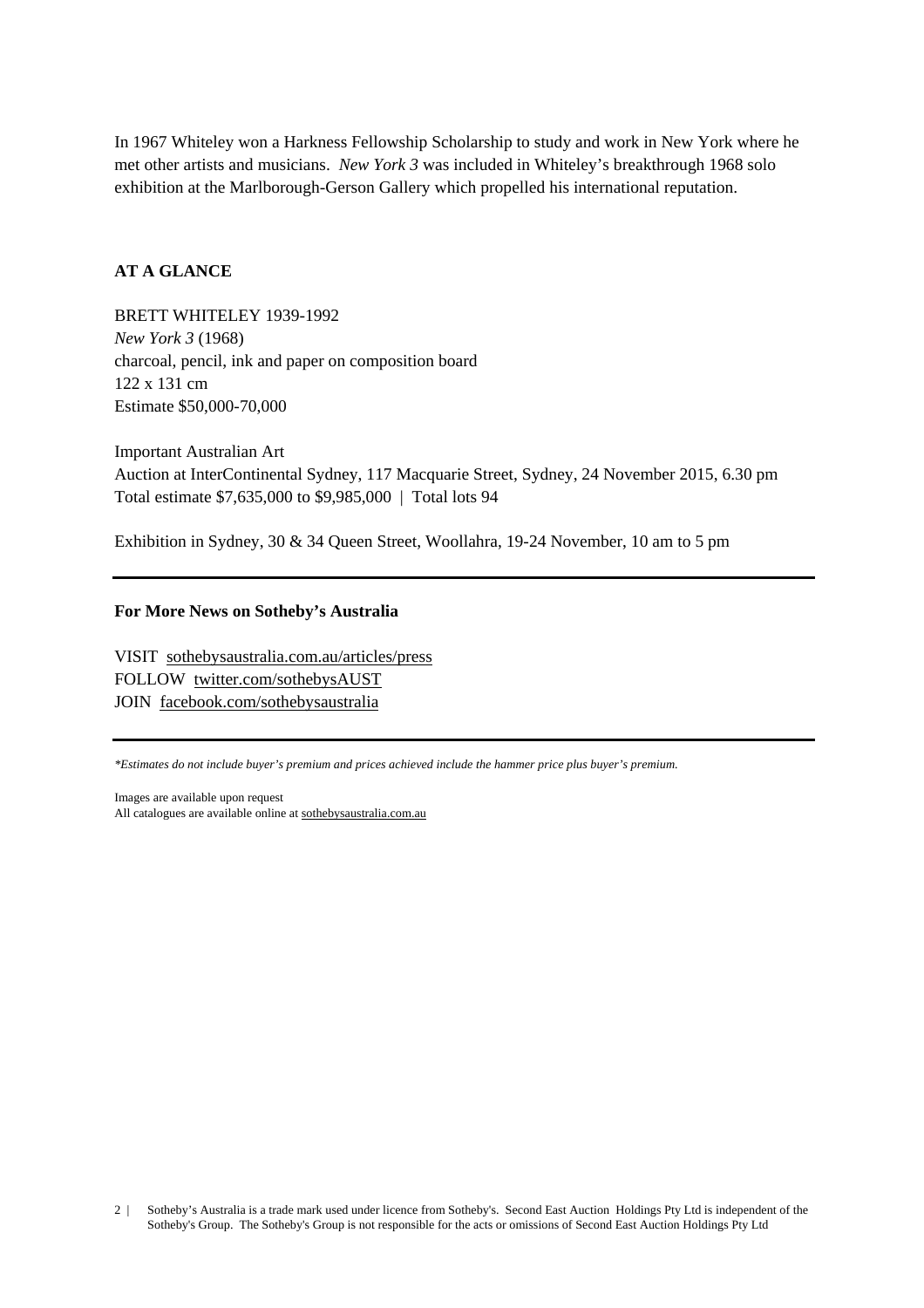In 1967 Whiteley won a Harkness Fellowship Scholarship to study and work in New York where he met other artists and musicians. *New York 3* was included in Whiteley's breakthrough 1968 solo exhibition at the Marlborough-Gerson Gallery which propelled his international reputation.

**AT A GLANCE**

BRETT WHITELEY 1939-1992
*New York 3* (1968)
charcoal, pencil, ink and paper on composition board
122 x 131 cm
Estimate $50,000-70,000

Important Australian Art
Auction at InterContinental Sydney, 117 Macquarie Street, Sydney, 24 November 2015, 6.30 pm
Total estimate $7,635,000 to $9,985,000 | Total lots 94

Exhibition in Sydney, 30 & 34 Queen Street, Woollahra, 19-24 November, 10 am to 5 pm

---

**For More News on Sotheby's Australia**

VISIT sothebysaustralia.com.au/articles/press
FOLLOW twitter.com/sothebysAUST
JOIN facebook.com/sothebysaustralia

---

*\*Estimates do not include buyer's premium and prices achieved include the hammer price plus buyer's premium.*

Images are available upon request
All catalogues are available online at sothebysaustralia.com.au

Sotheby's Australia is a trade mark used under licence from Sotheby's. Second East Auction Holdings Pty Ltd is independent of the Sotheby's Group. The Sotheby's Group is not responsible for the acts or omissions of Second East Auction Holdings Pty Ltd